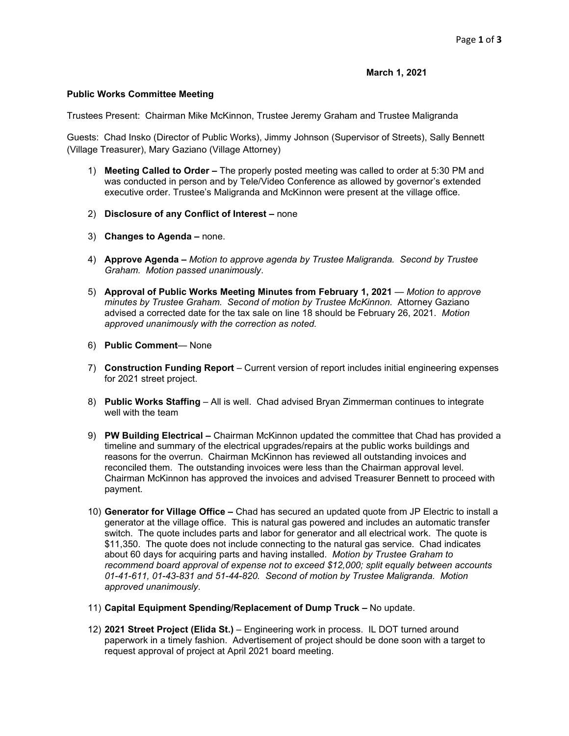**March 1, 2021**

**Public Works Committee Meeting**

Trustees Present: Chairman Mike McKinnon, Trustee Jeremy Graham and Trustee Maligranda

Guests: Chad Insko (Director of Public Works), Jimmy Johnson (Supervisor of Streets), Sally Bennett (Village Treasurer), Mary Gaziano (Village Attorney)

1) **Meeting Called to Order –** The properly posted meeting was called to order at 5:30 PM and was conducted in person and by Tele/Video Conference as allowed by governor's extended executive order. Trustee's Maligranda and McKinnon were present at the village office.

2) **Disclosure of any Conflict of Interest –** none

3) **Changes to Agenda –** none.

4) **Approve Agenda –** *Motion to approve agenda by Trustee Maligranda. Second by Trustee Graham. Motion passed unanimously*.

5) **Approval of Public Works Meeting Minutes from February 1, 2021** — *Motion to approve minutes by Trustee Graham. Second of motion by Trustee McKinnon.* Attorney Gaziano advised a corrected date for the tax sale on line 18 should be February 26, 2021. *Motion approved unanimously with the correction as noted.*

6) **Public Comment**— None

7) **Construction Funding Report** – Current version of report includes initial engineering expenses for 2021 street project.

8) **Public Works Staffing** – All is well. Chad advised Bryan Zimmerman continues to integrate well with the team

9) **PW Building Electrical –** Chairman McKinnon updated the committee that Chad has provided a timeline and summary of the electrical upgrades/repairs at the public works buildings and reasons for the overrun. Chairman McKinnon has reviewed all outstanding invoices and reconciled them. The outstanding invoices were less than the Chairman approval level. Chairman McKinnon has approved the invoices and advised Treasurer Bennett to proceed with payment.

10) **Generator for Village Office –** Chad has secured an updated quote from JP Electric to install a generator at the village office. This is natural gas powered and includes an automatic transfer switch. The quote includes parts and labor for generator and all electrical work. The quote is $11,350. The quote does not include connecting to the natural gas service. Chad indicates about 60 days for acquiring parts and having installed. *Motion by Trustee Graham to recommend board approval of expense not to exceed $12,000; split equally between accounts 01-41-611, 01-43-831 and 51-44-820. Second of motion by Trustee Maligranda. Motion approved unanimously*.

11) **Capital Equipment Spending/Replacement of Dump Truck –** No update.

12) **2021 Street Project (Elida St.)** – Engineering work in process. IL DOT turned around paperwork in a timely fashion. Advertisement of project should be done soon with a target to request approval of project at April 2021 board meeting.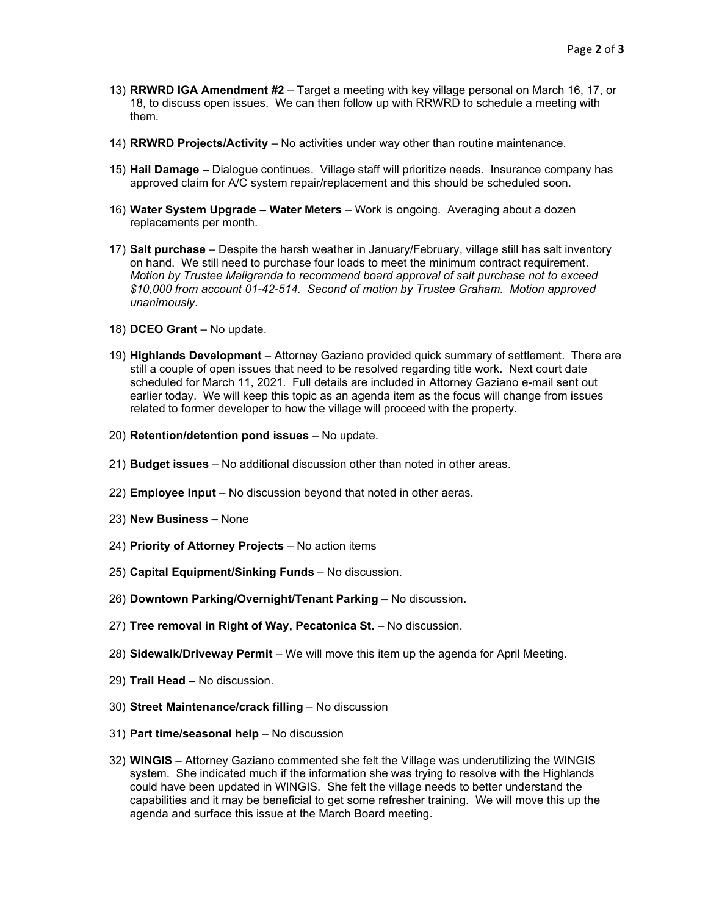13) **RRWRD IGA Amendment #2** – Target a meeting with key village personal on March 16, 17, or 18, to discuss open issues. We can then follow up with RRWRD to schedule a meeting with them.

14) **RRWRD Projects/Activity** – No activities under way other than routine maintenance.

15) **Hail Damage –** Dialogue continues. Village staff will prioritize needs. Insurance company has approved claim for A/C system repair/replacement and this should be scheduled soon.

16) **Water System Upgrade – Water Meters** – Work is ongoing. Averaging about a dozen replacements per month.

17) **Salt purchase** – Despite the harsh weather in January/February, village still has salt inventory on hand. We still need to purchase four loads to meet the minimum contract requirement. *Motion by Trustee Maligranda to recommend board approval of salt purchase not to exceed $10,000 from account 01-42-514. Second of motion by Trustee Graham. Motion approved unanimously*.

18) **DCEO Grant** – No update.

19) **Highlands Development** – Attorney Gaziano provided quick summary of settlement. There are still a couple of open issues that need to be resolved regarding title work. Next court date scheduled for March 11, 2021. Full details are included in Attorney Gaziano e-mail sent out earlier today. We will keep this topic as an agenda item as the focus will change from issues related to former developer to how the village will proceed with the property.

20) **Retention/detention pond issues** – No update.

21) **Budget issues** – No additional discussion other than noted in other areas.

22) **Employee Input** – No discussion beyond that noted in other aeras.

23) **New Business –** None

24) **Priority of Attorney Projects** – No action items

25) **Capital Equipment/Sinking Funds** – No discussion.

26) **Downtown Parking/Overnight/Tenant Parking –** No discussion**.**

27) **Tree removal in Right of Way, Pecatonica St.** – No discussion.

28) **Sidewalk/Driveway Permit** – We will move this item up the agenda for April Meeting.

29) **Trail Head –** No discussion.

30) **Street Maintenance/crack filling** – No discussion

31) **Part time/seasonal help** – No discussion

32) **WINGIS** – Attorney Gaziano commented she felt the Village was underutilizing the WINGIS system. She indicated much if the information she was trying to resolve with the Highlands could have been updated in WINGIS. She felt the village needs to better understand the capabilities and it may be beneficial to get some refresher training. We will move this up the agenda and surface this issue at the March Board meeting.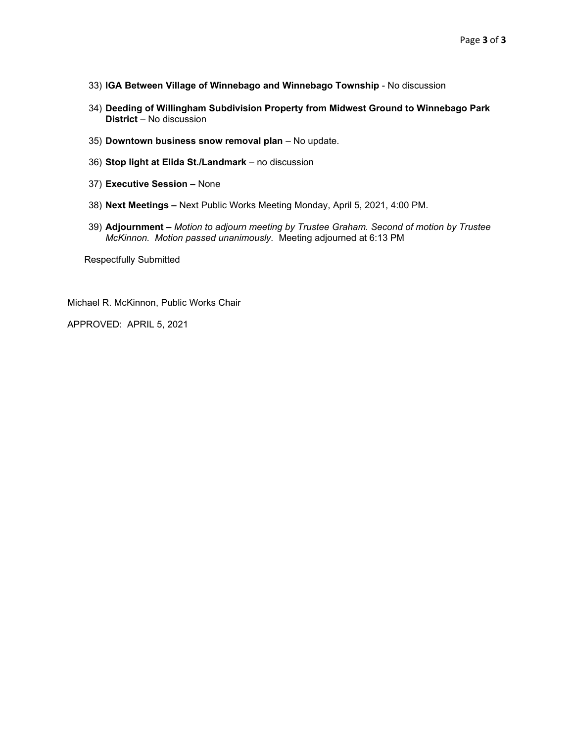33) **IGA Between Village of Winnebago and Winnebago Township** - No discussion

34) **Deeding of Willingham Subdivision Property from Midwest Ground to Winnebago Park District** – No discussion

35) **Downtown business snow removal plan** – No update.

36) **Stop light at Elida St./Landmark** – no discussion

37) **Executive Session –** None

38) **Next Meetings –** Next Public Works Meeting Monday, April 5, 2021, 4:00 PM.

39) **Adjournment –** *Motion to adjourn meeting by Trustee Graham. Second of motion by Trustee McKinnon. Motion passed unanimously*. Meeting adjourned at 6:13 PM

Respectfully Submitted

Michael R. McKinnon, Public Works Chair

APPROVED: APRIL 5, 2021